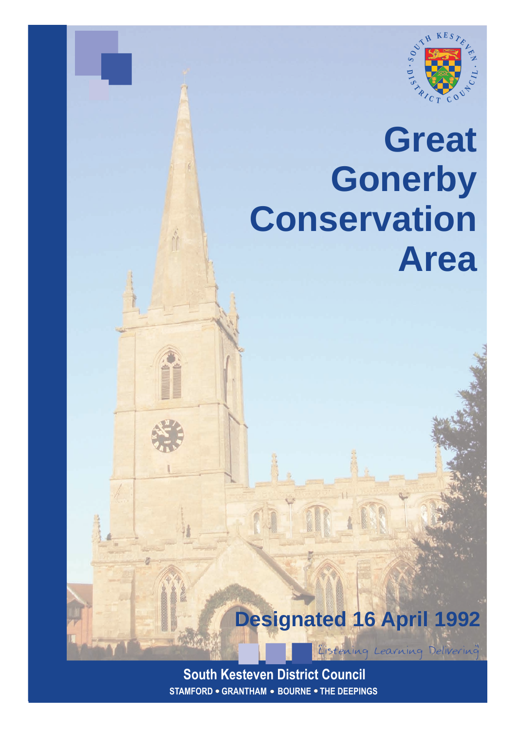# Great Gonerby Conservation Area

## Designated 16 April 1992

Listening Learning Delivering

**South Kesteven District Council**

**STAMFORD • GRANTHAM • BOURNE • THE DEEPINGS**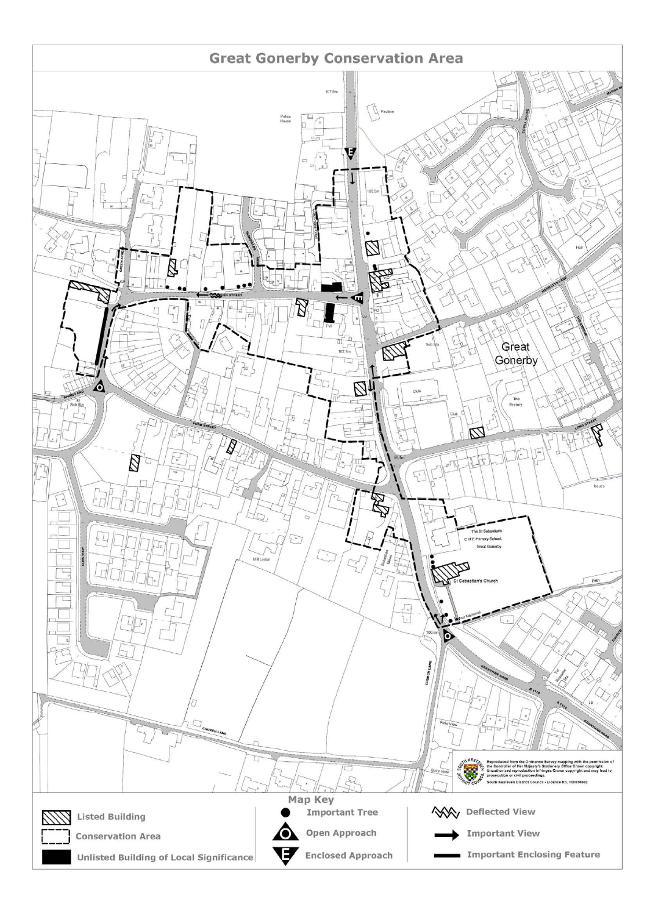# Great Gonerby Conservation Area

Reproduced from the Ordnance Survey mapping with the permission of the Controller of Her Majesty's Stationery Office Crown copyright. Unauthorised reproduction infringes Crown copyright and may lead to prosecution or civil proceedings.
South Kesteven District Council - Licence No. 100018692

## Map Key

| | | |
|---|---|---|
| Listed Building | Important Tree | Deflected View |
| Conservation Area | Open Approach | Important View |
| Unlisted Building of Local Significance | Enclosed Approach | Important Enclosing Feature |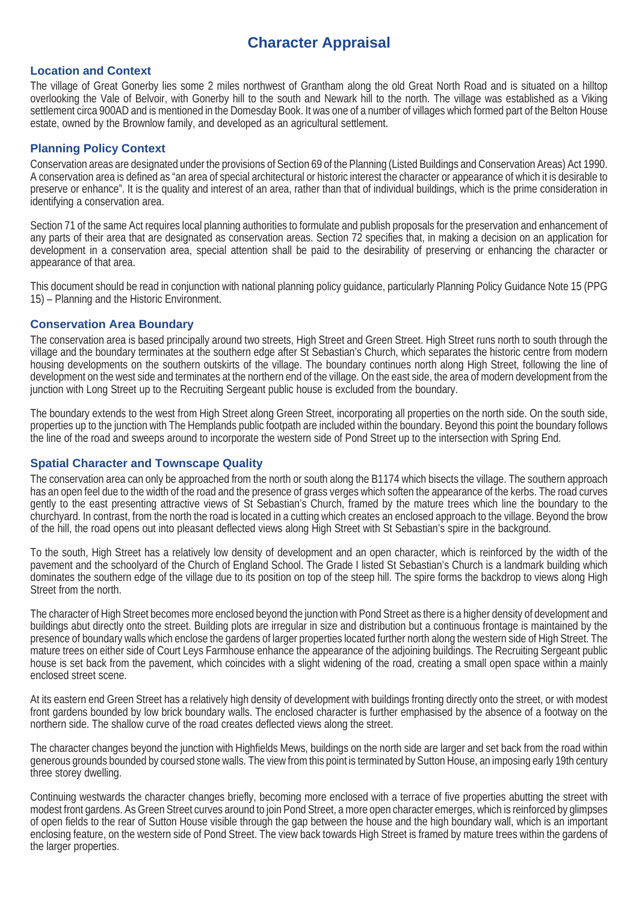# Character Appraisal

## Location and Context

The village of Great Gonerby lies some 2 miles northwest of Grantham along the old Great North Road and is situated on a hilltop overlooking the Vale of Belvoir, with Gonerby hill to the south and Newark hill to the north. The village was established as a Viking settlement circa 900AD and is mentioned in the Domesday Book. It was one of a number of villages which formed part of the Belton House estate, owned by the Brownlow family, and developed as an agricultural settlement.

## Planning Policy Context

Conservation areas are designated under the provisions of Section 69 of the Planning (Listed Buildings and Conservation Areas) Act 1990. A conservation area is defined as "an area of special architectural or historic interest the character or appearance of which it is desirable to preserve or enhance". It is the quality and interest of an area, rather than that of individual buildings, which is the prime consideration in identifying a conservation area.

Section 71 of the same Act requires local planning authorities to formulate and publish proposals for the preservation and enhancement of any parts of their area that are designated as conservation areas. Section 72 specifies that, in making a decision on an application for development in a conservation area, special attention shall be paid to the desirability of preserving or enhancing the character or appearance of that area.

This document should be read in conjunction with national planning policy guidance, particularly Planning Policy Guidance Note 15 (PPG 15) – Planning and the Historic Environment.

## Conservation Area Boundary

The conservation area is based principally around two streets, High Street and Green Street. High Street runs north to south through the village and the boundary terminates at the southern edge after St Sebastian's Church, which separates the historic centre from modern housing developments on the southern outskirts of the village. The boundary continues north along High Street, following the line of development on the west side and terminates at the northern end of the village. On the east side, the area of modern development from the junction with Long Street up to the Recruiting Sergeant public house is excluded from the boundary.

The boundary extends to the west from High Street along Green Street, incorporating all properties on the north side. On the south side, properties up to the junction with The Hemplands public footpath are included within the boundary. Beyond this point the boundary follows the line of the road and sweeps around to incorporate the western side of Pond Street up to the intersection with Spring End.

## Spatial Character and Townscape Quality

The conservation area can only be approached from the north or south along the B1174 which bisects the village. The southern approach has an open feel due to the width of the road and the presence of grass verges which soften the appearance of the kerbs. The road curves gently to the east presenting attractive views of St Sebastian's Church, framed by the mature trees which line the boundary to the churchyard. In contrast, from the north the road is located in a cutting which creates an enclosed approach to the village. Beyond the brow of the hill, the road opens out into pleasant deflected views along High Street with St Sebastian's spire in the background.

To the south, High Street has a relatively low density of development and an open character, which is reinforced by the width of the pavement and the schoolyard of the Church of England School. The Grade I listed St Sebastian's Church is a landmark building which dominates the southern edge of the village due to its position on top of the steep hill. The spire forms the backdrop to views along High Street from the north.

The character of High Street becomes more enclosed beyond the junction with Pond Street as there is a higher density of development and buildings abut directly onto the street. Building plots are irregular in size and distribution but a continuous frontage is maintained by the presence of boundary walls which enclose the gardens of larger properties located further north along the western side of High Street. The mature trees on either side of Court Leys Farmhouse enhance the appearance of the adjoining buildings. The Recruiting Sergeant public house is set back from the pavement, which coincides with a slight widening of the road, creating a small open space within a mainly enclosed street scene.

At its eastern end Green Street has a relatively high density of development with buildings fronting directly onto the street, or with modest front gardens bounded by low brick boundary walls. The enclosed character is further emphasised by the absence of a footway on the northern side. The shallow curve of the road creates deflected views along the street.

The character changes beyond the junction with Highfields Mews, buildings on the north side are larger and set back from the road within generous grounds bounded by coursed stone walls. The view from this point is terminated by Sutton House, an imposing early 19th century three storey dwelling.

Continuing westwards the character changes briefly, becoming more enclosed with a terrace of five properties abutting the street with modest front gardens. As Green Street curves around to join Pond Street, a more open character emerges, which is reinforced by glimpses of open fields to the rear of Sutton House visible through the gap between the house and the high boundary wall, which is an important enclosing feature, on the western side of Pond Street. The view back towards High Street is framed by mature trees within the gardens of the larger properties.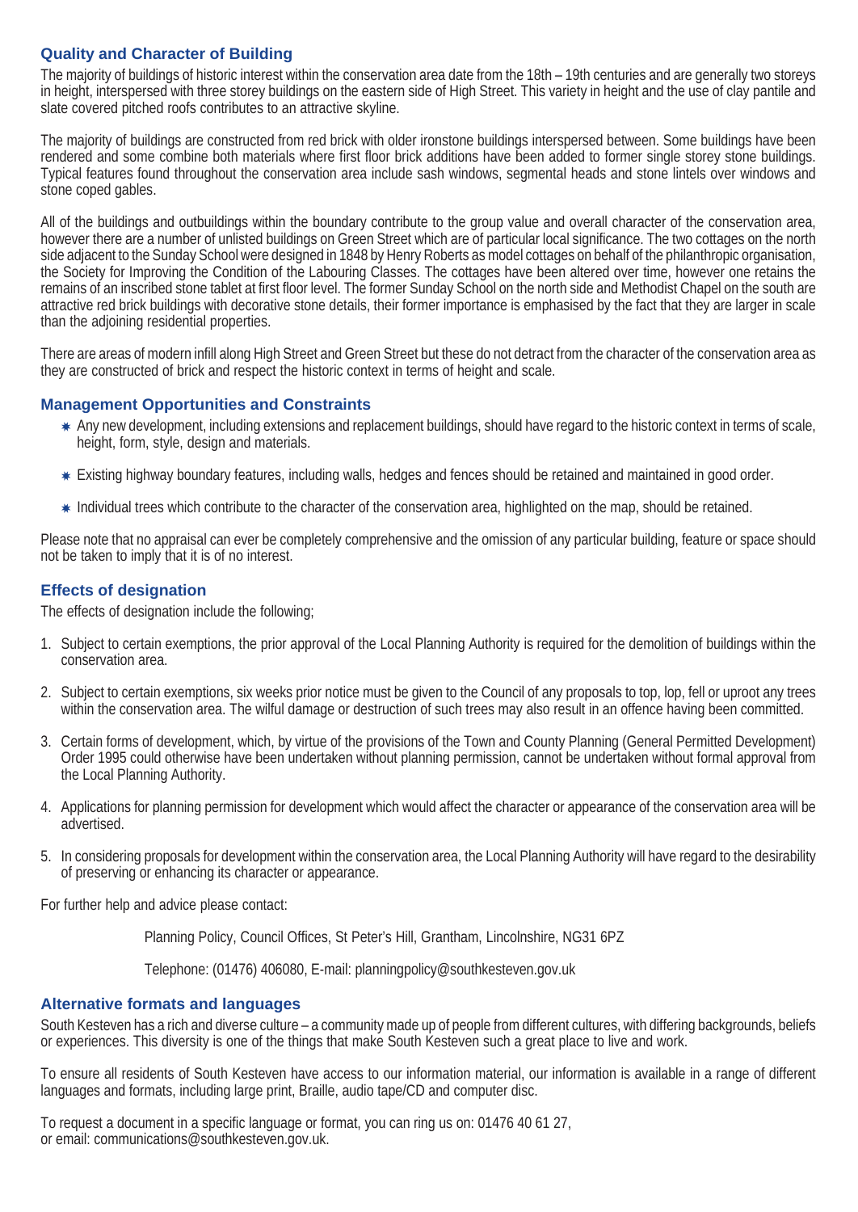## Quality and Character of Building

The majority of buildings of historic interest within the conservation area date from the 18th – 19th centuries and are generally two storeys in height, interspersed with three storey buildings on the eastern side of High Street. This variety in height and the use of clay pantile and slate covered pitched roofs contributes to an attractive skyline.

The majority of buildings are constructed from red brick with older ironstone buildings interspersed between. Some buildings have been rendered and some combine both materials where first floor brick additions have been added to former single storey stone buildings. Typical features found throughout the conservation area include sash windows, segmental heads and stone lintels over windows and stone coped gables.

All of the buildings and outbuildings within the boundary contribute to the group value and overall character of the conservation area, however there are a number of unlisted buildings on Green Street which are of particular local significance. The two cottages on the north side adjacent to the Sunday School were designed in 1848 by Henry Roberts as model cottages on behalf of the philanthropic organisation, the Society for Improving the Condition of the Labouring Classes. The cottages have been altered over time, however one retains the remains of an inscribed stone tablet at first floor level. The former Sunday School on the north side and Methodist Chapel on the south are attractive red brick buildings with decorative stone details, their former importance is emphasised by the fact that they are larger in scale than the adjoining residential properties.

There are areas of modern infill along High Street and Green Street but these do not detract from the character of the conservation area as they are constructed of brick and respect the historic context in terms of height and scale.

## Management Opportunities and Constraints

- Any new development, including extensions and replacement buildings, should have regard to the historic context in terms of scale, height, form, style, design and materials.
- Existing highway boundary features, including walls, hedges and fences should be retained and maintained in good order.
- Individual trees which contribute to the character of the conservation area, highlighted on the map, should be retained.

Please note that no appraisal can ever be completely comprehensive and the omission of any particular building, feature or space should not be taken to imply that it is of no interest.

## Effects of designation

The effects of designation include the following;

1. Subject to certain exemptions, the prior approval of the Local Planning Authority is required for the demolition of buildings within the conservation area.
2. Subject to certain exemptions, six weeks prior notice must be given to the Council of any proposals to top, lop, fell or uproot any trees within the conservation area. The wilful damage or destruction of such trees may also result in an offence having been committed.
3. Certain forms of development, which, by virtue of the provisions of the Town and County Planning (General Permitted Development) Order 1995 could otherwise have been undertaken without planning permission, cannot be undertaken without formal approval from the Local Planning Authority.
4. Applications for planning permission for development which would affect the character or appearance of the conservation area will be advertised.
5. In considering proposals for development within the conservation area, the Local Planning Authority will have regard to the desirability of preserving or enhancing its character or appearance.

For further help and advice please contact:

Planning Policy, Council Offices, St Peter's Hill, Grantham, Lincolnshire, NG31 6PZ

Telephone: (01476) 406080, E-mail: planningpolicy@southkesteven.gov.uk

## Alternative formats and languages

South Kesteven has a rich and diverse culture – a community made up of people from different cultures, with differing backgrounds, beliefs or experiences. This diversity is one of the things that make South Kesteven such a great place to live and work.

To ensure all residents of South Kesteven have access to our information material, our information is available in a range of different languages and formats, including large print, Braille, audio tape/CD and computer disc.

To request a document in a specific language or format, you can ring us on: 01476 40 61 27,
or email: communications@southkesteven.gov.uk.